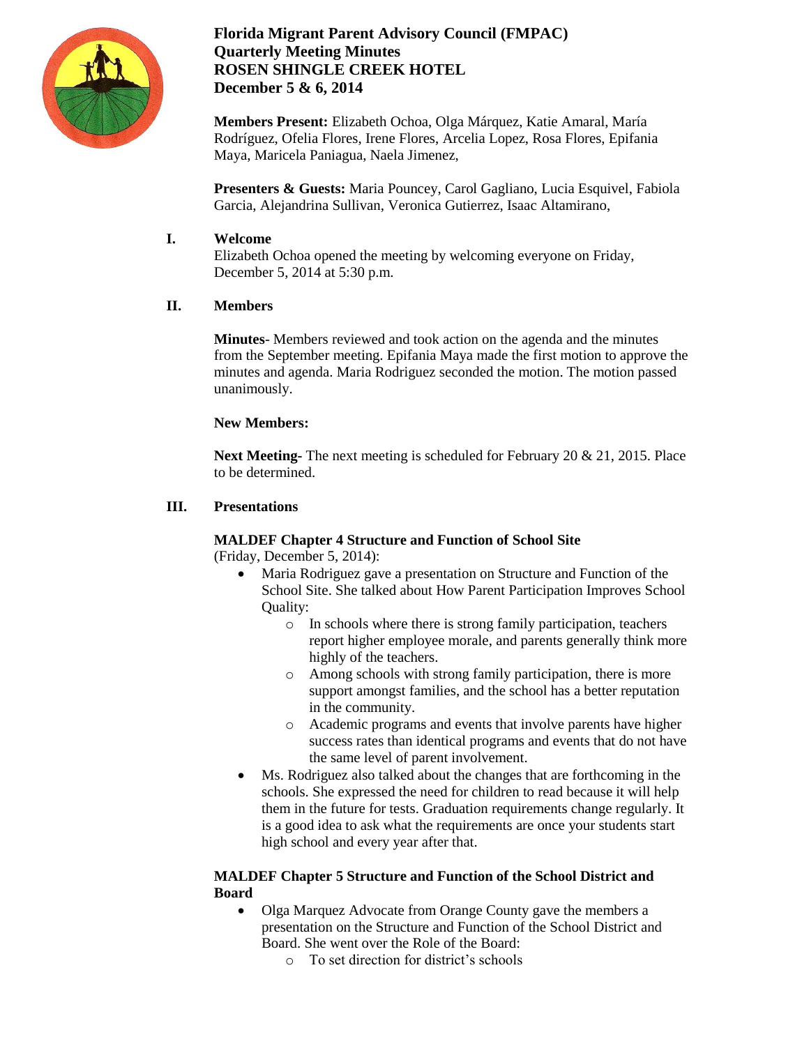# Florida Migrant Parent Advisory Council (FMPAC)
# Quarterly Meeting Minutes
# ROSEN SHINGLE CREEK HOTEL
# December 5 & 6, 2014

**Members Present:** Elizabeth Ochoa, Olga Márquez, Katie Amaral, María Rodríguez, Ofelia Flores, Irene Flores, Arcelia Lopez, Rosa Flores, Epifania Maya, Maricela Paniagua, Naela Jimenez,

**Presenters & Guests:** Maria Pouncey, Carol Gagliano, Lucia Esquivel, Fabiola Garcia, Alejandrina Sullivan, Veronica Gutierrez, Isaac Altamirano,

## I. Welcome

Elizabeth Ochoa opened the meeting by welcoming everyone on Friday, December 5, 2014 at 5:30 p.m.

## II. Members

**Minutes**- Members reviewed and took action on the agenda and the minutes from the September meeting. Epifania Maya made the first motion to approve the minutes and agenda. Maria Rodriguez seconded the motion. The motion passed unanimously.

**New Members:**

**Next Meeting-** The next meeting is scheduled for February 20 & 21, 2015. Place to be determined.

## III. Presentations

**MALDEF Chapter 4 Structure and Function of School Site**
(Friday, December 5, 2014):

- Maria Rodriguez gave a presentation on Structure and Function of the School Site. She talked about How Parent Participation Improves School Quality:
  - In schools where there is strong family participation, teachers report higher employee morale, and parents generally think more highly of the teachers.
  - Among schools with strong family participation, there is more support amongst families, and the school has a better reputation in the community.
  - Academic programs and events that involve parents have higher success rates than identical programs and events that do not have the same level of parent involvement.
- Ms. Rodriguez also talked about the changes that are forthcoming in the schools. She expressed the need for children to read because it will help them in the future for tests. Graduation requirements change regularly. It is a good idea to ask what the requirements are once your students start high school and every year after that.

**MALDEF Chapter 5 Structure and Function of the School District and Board**

- Olga Marquez Advocate from Orange County gave the members a presentation on the Structure and Function of the School District and Board. She went over the Role of the Board:
  - To set direction for district's schools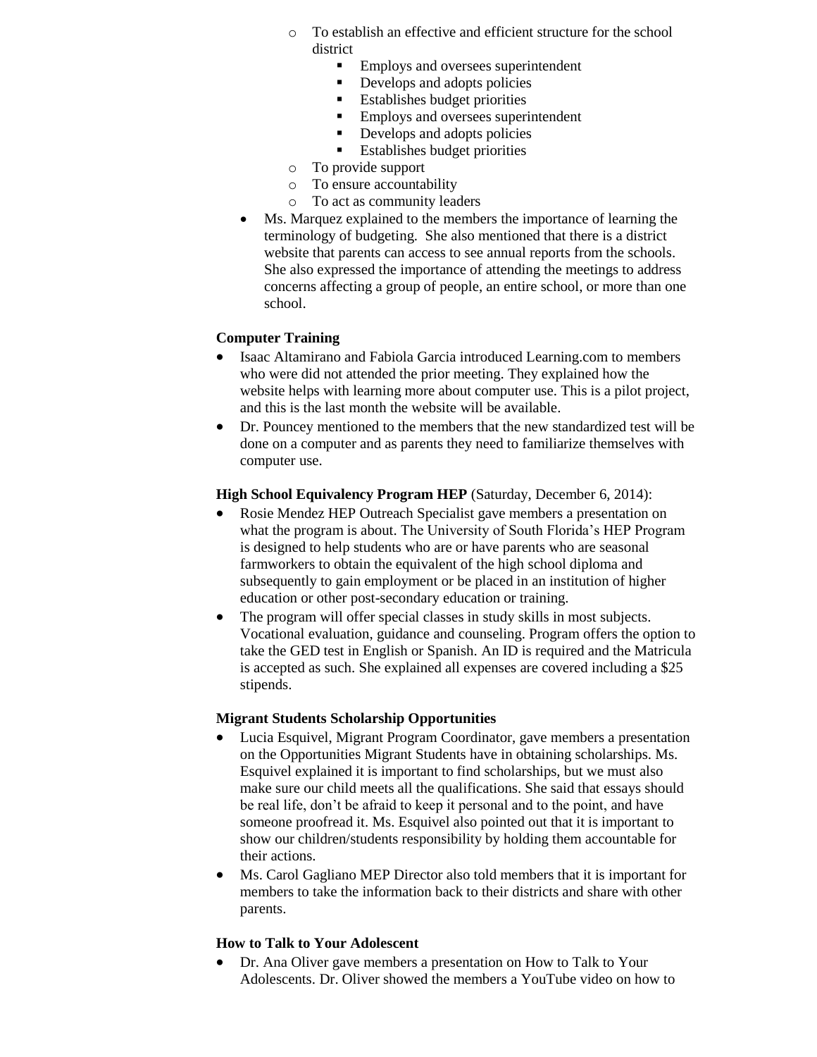- To establish an effective and efficient structure for the school district
  - Employs and oversees superintendent
  - Develops and adopts policies
  - Establishes budget priorities
  - Employs and oversees superintendent
  - Develops and adopts policies
  - Establishes budget priorities
- To provide support
- To ensure accountability
- To act as community leaders

- Ms. Marquez explained to the members the importance of learning the terminology of budgeting. She also mentioned that there is a district website that parents can access to see annual reports from the schools. She also expressed the importance of attending the meetings to address concerns affecting a group of people, an entire school, or more than one school.

**Computer Training**

- Isaac Altamirano and Fabiola Garcia introduced Learning.com to members who were did not attended the prior meeting. They explained how the website helps with learning more about computer use. This is a pilot project, and this is the last month the website will be available.
- Dr. Pouncey mentioned to the members that the new standardized test will be done on a computer and as parents they need to familiarize themselves with computer use.

**High School Equivalency Program HEP** (Saturday, December 6, 2014):

- Rosie Mendez HEP Outreach Specialist gave members a presentation on what the program is about. The University of South Florida's HEP Program is designed to help students who are or have parents who are seasonal farmworkers to obtain the equivalent of the high school diploma and subsequently to gain employment or be placed in an institution of higher education or other post-secondary education or training.
- The program will offer special classes in study skills in most subjects. Vocational evaluation, guidance and counseling. Program offers the option to take the GED test in English or Spanish. An ID is required and the Matricula is accepted as such. She explained all expenses are covered including a $25 stipends.

**Migrant Students Scholarship Opportunities**

- Lucia Esquivel, Migrant Program Coordinator, gave members a presentation on the Opportunities Migrant Students have in obtaining scholarships. Ms. Esquivel explained it is important to find scholarships, but we must also make sure our child meets all the qualifications. She said that essays should be real life, don't be afraid to keep it personal and to the point, and have someone proofread it. Ms. Esquivel also pointed out that it is important to show our children/students responsibility by holding them accountable for their actions.
- Ms. Carol Gagliano MEP Director also told members that it is important for members to take the information back to their districts and share with other parents.

**How to Talk to Your Adolescent**

- Dr. Ana Oliver gave members a presentation on How to Talk to Your Adolescents. Dr. Oliver showed the members a YouTube video on how to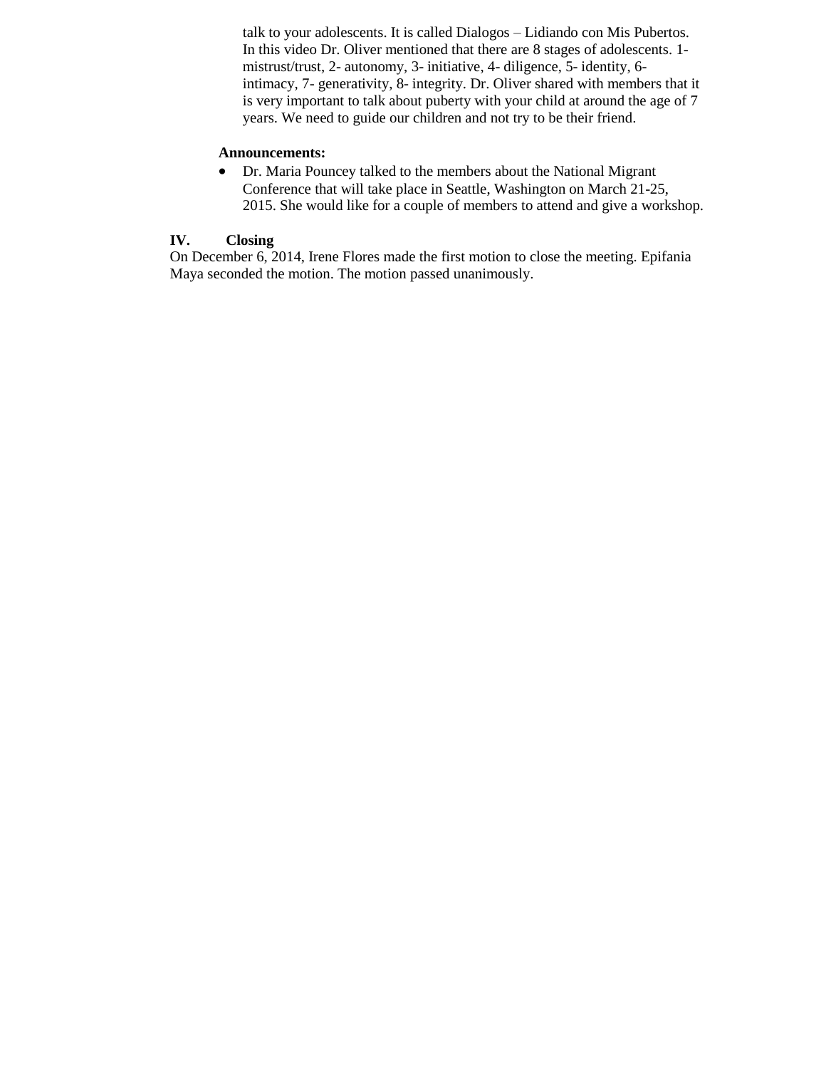talk to your adolescents. It is called Dialogos – Lidiando con Mis Pubertos. In this video Dr. Oliver mentioned that there are 8 stages of adolescents. 1- mistrust/trust, 2- autonomy, 3- initiative, 4- diligence, 5- identity, 6- intimacy, 7- generativity, 8- integrity. Dr. Oliver shared with members that it is very important to talk about puberty with your child at around the age of 7 years. We need to guide our children and not try to be their friend.

**Announcements:**

- Dr. Maria Pouncey talked to the members about the National Migrant Conference that will take place in Seattle, Washington on March 21-25, 2015. She would like for a couple of members to attend and give a workshop.

## IV. Closing

On December 6, 2014, Irene Flores made the first motion to close the meeting. Epifania Maya seconded the motion. The motion passed unanimously.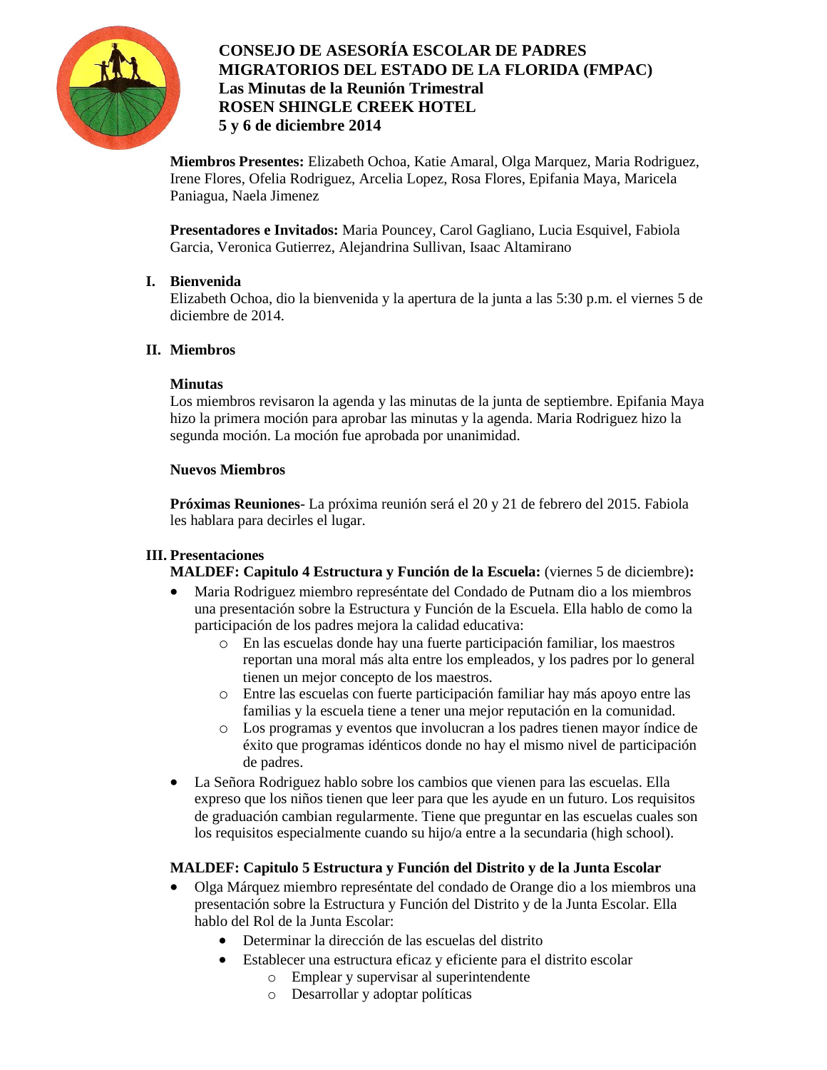**CONSEJO DE ASESORÍA ESCOLAR DE PADRES MIGRATORIOS DEL ESTADO DE LA FLORIDA (FMPAC)**
**Las Minutas de la Reunión Trimestral**
**ROSEN SHINGLE CREEK HOTEL**
**5 y 6 de diciembre 2014**

**Miembros Presentes:** Elizabeth Ochoa, Katie Amaral, Olga Marquez, Maria Rodriguez, Irene Flores, Ofelia Rodriguez, Arcelia Lopez, Rosa Flores, Epifania Maya, Maricela Paniagua, Naela Jimenez

**Presentadores e Invitados:** Maria Pouncey, Carol Gagliano, Lucia Esquivel, Fabiola Garcia, Veronica Gutierrez, Alejandrina Sullivan, Isaac Altamirano

## I. Bienvenida

Elizabeth Ochoa, dio la bienvenida y la apertura de la junta a las 5:30 p.m. el viernes 5 de diciembre de 2014.

## II. Miembros

**Minutas**

Los miembros revisaron la agenda y las minutas de la junta de septiembre. Epifania Maya hizo la primera moción para aprobar las minutas y la agenda. Maria Rodriguez hizo la segunda moción. La moción fue aprobada por unanimidad.

**Nuevos Miembros**

**Próximas Reuniones**- La próxima reunión será el 20 y 21 de febrero del 2015. Fabiola les hablara para decirles el lugar.

## III. Presentaciones

**MALDEF: Capitulo 4 Estructura y Función de la Escuela:** (viernes 5 de diciembre)**:**

- Maria Rodriguez miembro represéntate del Condado de Putnam dio a los miembros una presentación sobre la Estructura y Función de la Escuela. Ella hablo de como la participación de los padres mejora la calidad educativa:
  - En las escuelas donde hay una fuerte participación familiar, los maestros reportan una moral más alta entre los empleados, y los padres por lo general tienen un mejor concepto de los maestros.
  - Entre las escuelas con fuerte participación familiar hay más apoyo entre las familias y la escuela tiene a tener una mejor reputación en la comunidad.
  - Los programas y eventos que involucran a los padres tienen mayor índice de éxito que programas idénticos donde no hay el mismo nivel de participación de padres.
- La Señora Rodriguez hablo sobre los cambios que vienen para las escuelas. Ella expreso que los niños tienen que leer para que les ayude en un futuro. Los requisitos de graduación cambian regularmente. Tiene que preguntar en las escuelas cuales son los requisitos especialmente cuando su hijo/a entre a la secundaria (high school).

**MALDEF: Capitulo 5 Estructura y Función del Distrito y de la Junta Escolar**

- Olga Márquez miembro represéntate del condado de Orange dio a los miembros una presentación sobre la Estructura y Función del Distrito y de la Junta Escolar. Ella hablo del Rol de la Junta Escolar:
  - Determinar la dirección de las escuelas del distrito
  - Establecer una estructura eficaz y eficiente para el distrito escolar
    - Emplear y supervisar al superintendente
    - Desarrollar y adoptar políticas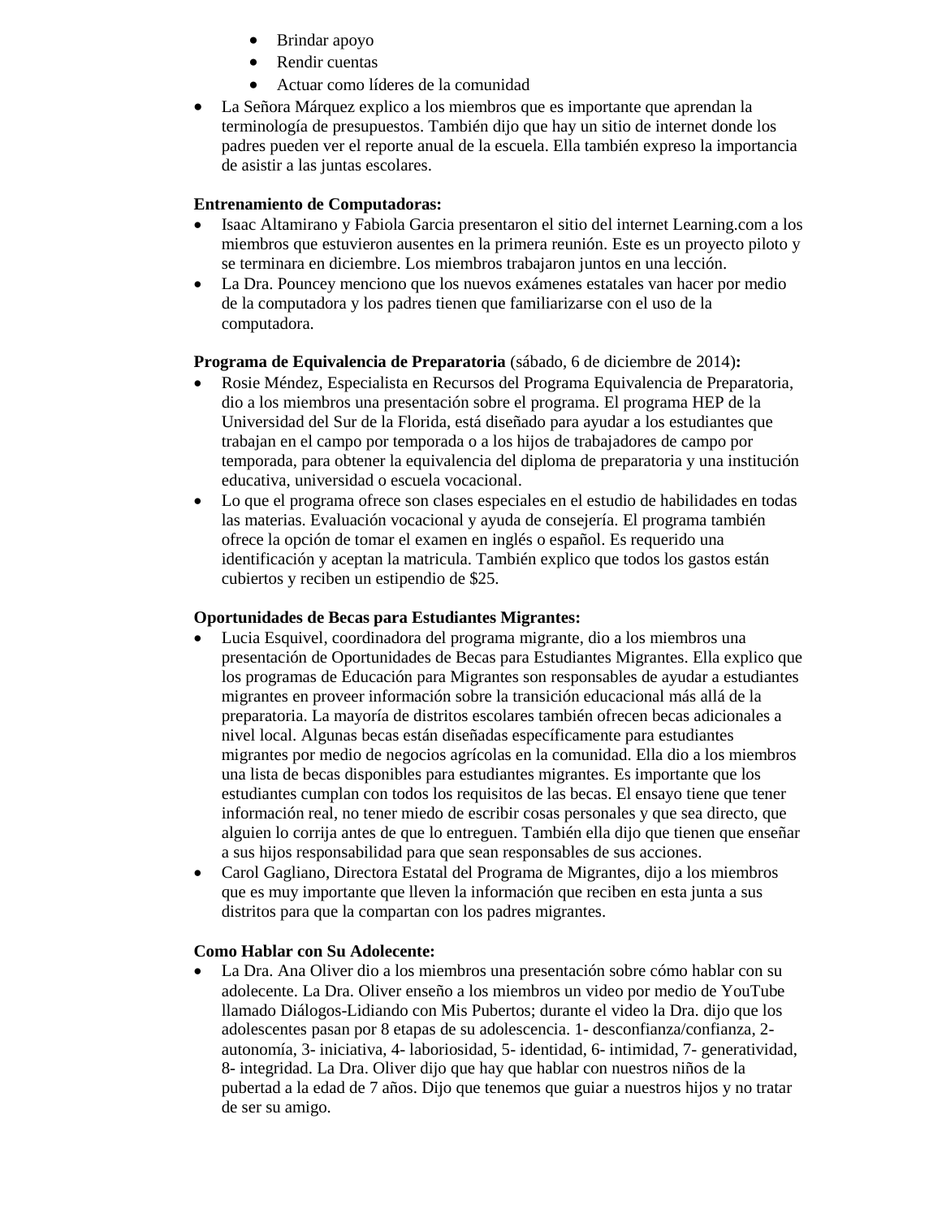- Brindar apoyo
  - Rendir cuentas
  - Actuar como líderes de la comunidad
- La Señora Márquez explico a los miembros que es importante que aprendan la terminología de presupuestos. También dijo que hay un sitio de internet donde los padres pueden ver el reporte anual de la escuela. Ella también expreso la importancia de asistir a las juntas escolares.

**Entrenamiento de Computadoras:**
- Isaac Altamirano y Fabiola Garcia presentaron el sitio del internet Learning.com a los miembros que estuvieron ausentes en la primera reunión. Este es un proyecto piloto y se terminara en diciembre. Los miembros trabajaron juntos en una lección.
- La Dra. Pouncey menciono que los nuevos exámenes estatales van hacer por medio de la computadora y los padres tienen que familiarizarse con el uso de la computadora.

**Programa de Equivalencia de Preparatoria** (sábado, 6 de diciembre de 2014)**:**
- Rosie Méndez, Especialista en Recursos del Programa Equivalencia de Preparatoria, dio a los miembros una presentación sobre el programa. El programa HEP de la Universidad del Sur de la Florida, está diseñado para ayudar a los estudiantes que trabajan en el campo por temporada o a los hijos de trabajadores de campo por temporada, para obtener la equivalencia del diploma de preparatoria y una institución educativa, universidad o escuela vocacional.
- Lo que el programa ofrece son clases especiales en el estudio de habilidades en todas las materias. Evaluación vocacional y ayuda de consejería. El programa también ofrece la opción de tomar el examen en inglés o español. Es requerido una identificación y aceptan la matricula. También explico que todos los gastos están cubiertos y reciben un estipendio de $25.

**Oportunidades de Becas para Estudiantes Migrantes:**
- Lucia Esquivel, coordinadora del programa migrante, dio a los miembros una presentación de Oportunidades de Becas para Estudiantes Migrantes. Ella explico que los programas de Educación para Migrantes son responsables de ayudar a estudiantes migrantes en proveer información sobre la transición educacional más allá de la preparatoria. La mayoría de distritos escolares también ofrecen becas adicionales a nivel local. Algunas becas están diseñadas específicamente para estudiantes migrantes por medio de negocios agrícolas en la comunidad. Ella dio a los miembros una lista de becas disponibles para estudiantes migrantes. Es importante que los estudiantes cumplan con todos los requisitos de las becas. El ensayo tiene que tener información real, no tener miedo de escribir cosas personales y que sea directo, que alguien lo corrija antes de que lo entreguen. También ella dijo que tienen que enseñar a sus hijos responsabilidad para que sean responsables de sus acciones.
- Carol Gagliano, Directora Estatal del Programa de Migrantes, dijo a los miembros que es muy importante que lleven la información que reciben en esta junta a sus distritos para que la compartan con los padres migrantes.

**Como Hablar con Su Adolecente:**
- La Dra. Ana Oliver dio a los miembros una presentación sobre cómo hablar con su adolecente. La Dra. Oliver enseño a los miembros un video por medio de YouTube llamado Diálogos-Lidiando con Mis Pubertos; durante el video la Dra. dijo que los adolescentes pasan por 8 etapas de su adolescencia. 1- desconfianza/confianza, 2- autonomía, 3- iniciativa, 4- laboriosidad, 5- identidad, 6- intimidad, 7- generatividad, 8- integridad. La Dra. Oliver dijo que hay que hablar con nuestros niños de la pubertad a la edad de 7 años. Dijo que tenemos que guiar a nuestros hijos y no tratar de ser su amigo.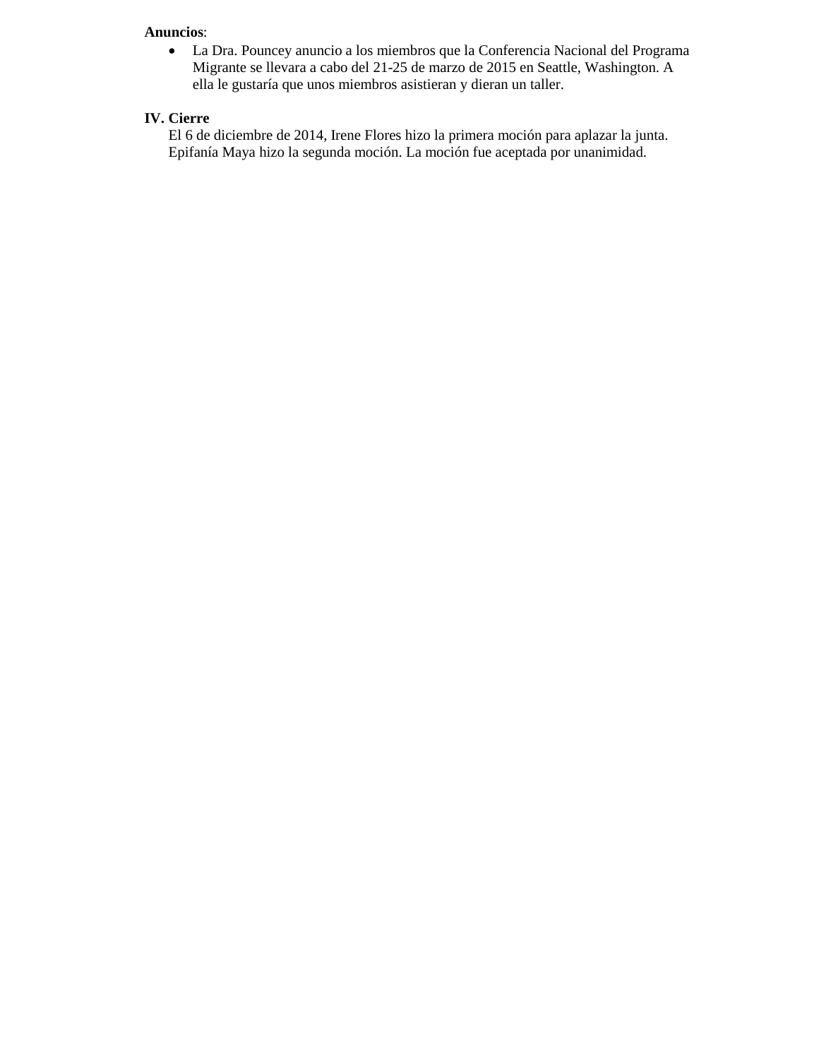**Anuncios**:

- La Dra. Pouncey anuncio a los miembros que la Conferencia Nacional del Programa Migrante se llevara a cabo del 21-25 de marzo de 2015 en Seattle, Washington. A ella le gustaría que unos miembros asistieran y dieran un taller.

## IV. Cierre

El 6 de diciembre de 2014, Irene Flores hizo la primera moción para aplazar la junta. Epifanía Maya hizo la segunda moción. La moción fue aceptada por unanimidad.